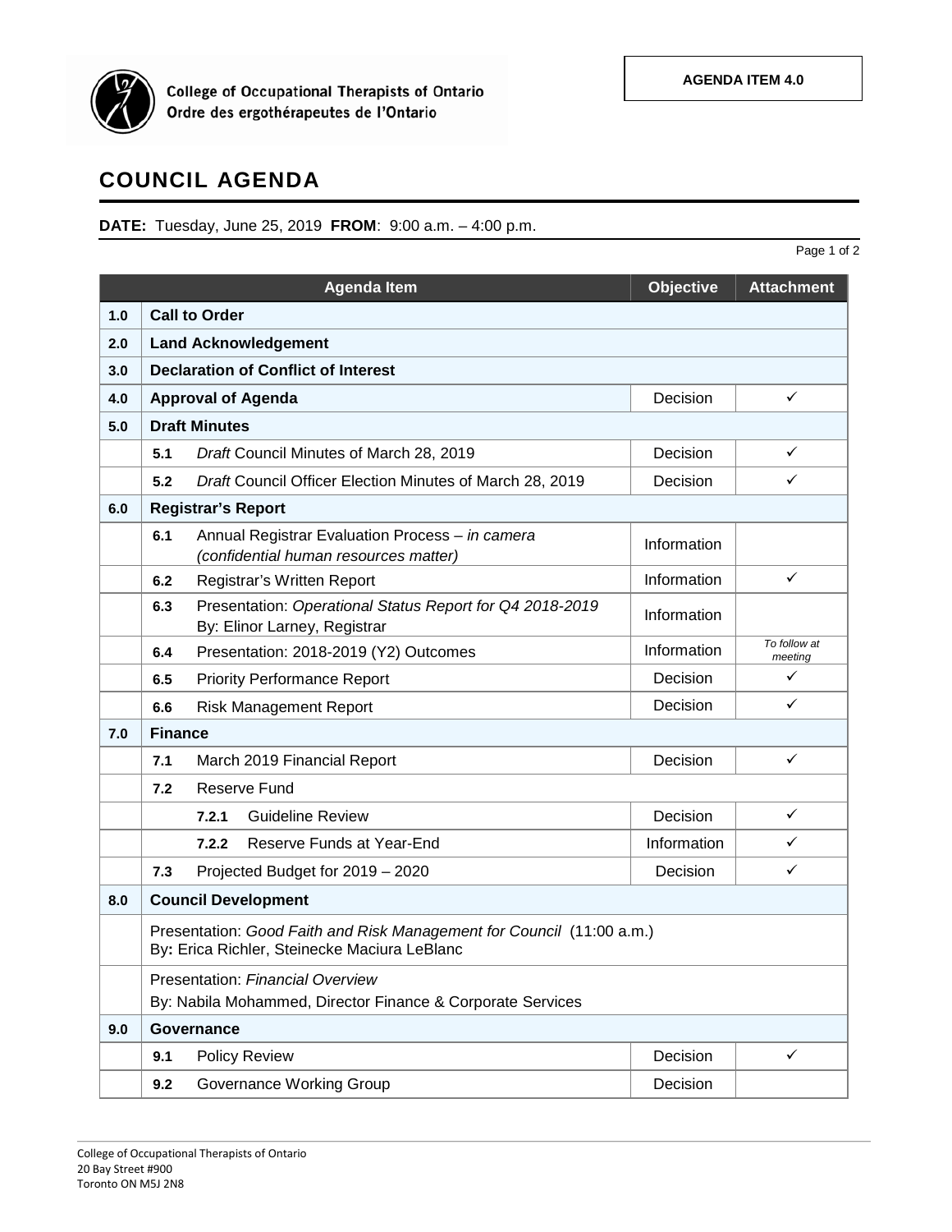College of Occupational Therapists of Ontario
Ordre des ergothérapeutes de l'Ontario

**AGENDA ITEM 4.0**

# COUNCIL AGENDA

**DATE:** Tuesday, June 25, 2019 **FROM**: 9:00 a.m. – 4:00 p.m.

| | Agenda Item | Objective | Attachment |
|---|---|---|---|
| **1.0** | **Call to Order** | | |
| **2.0** | **Land Acknowledgement** | | |
| **3.0** | **Declaration of Conflict of Interest** | | |
| **4.0** | **Approval of Agenda** | Decision | ✓ |
| **5.0** | **Draft Minutes** | | |
| | **5.1** *Draft* Council Minutes of March 28, 2019 | Decision | ✓ |
| | **5.2** *Draft* Council Officer Election Minutes of March 28, 2019 | Decision | ✓ |
| **6.0** | **Registrar's Report** | | |
| | **6.1** Annual Registrar Evaluation Process – *in camera (confidential human resources matter)* | Information | |
| | **6.2** Registrar's Written Report | Information | ✓ |
| | **6.3** Presentation: *Operational Status Report for Q4 2018-2019* By: Elinor Larney, Registrar | Information | |
| | **6.4** Presentation: 2018-2019 (Y2) Outcomes | Information | *To follow at meeting* |
| | **6.5** Priority Performance Report | Decision | ✓ |
| | **6.6** Risk Management Report | Decision | ✓ |
| **7.0** | **Finance** | | |
| | **7.1** March 2019 Financial Report | Decision | ✓ |
| | **7.2** Reserve Fund | | |
| | **7.2.1** Guideline Review | Decision | ✓ |
| | **7.2.2** Reserve Funds at Year-End | Information | ✓ |
| | **7.3** Projected Budget for 2019 – 2020 | Decision | ✓ |
| **8.0** | **Council Development** | | |
| | Presentation: *Good Faith and Risk Management for Council* (11:00 a.m.) By: Erica Richler, Steinecke Maciura LeBlanc | | |
| | Presentation: *Financial Overview* By: Nabila Mohammed, Director Finance & Corporate Services | | |
| **9.0** | **Governance** | | |
| | **9.1** Policy Review | Decision | ✓ |
| | **9.2** Governance Working Group | Decision | |

College of Occupational Therapists of Ontario
20 Bay Street #900
Toronto ON M5J 2N8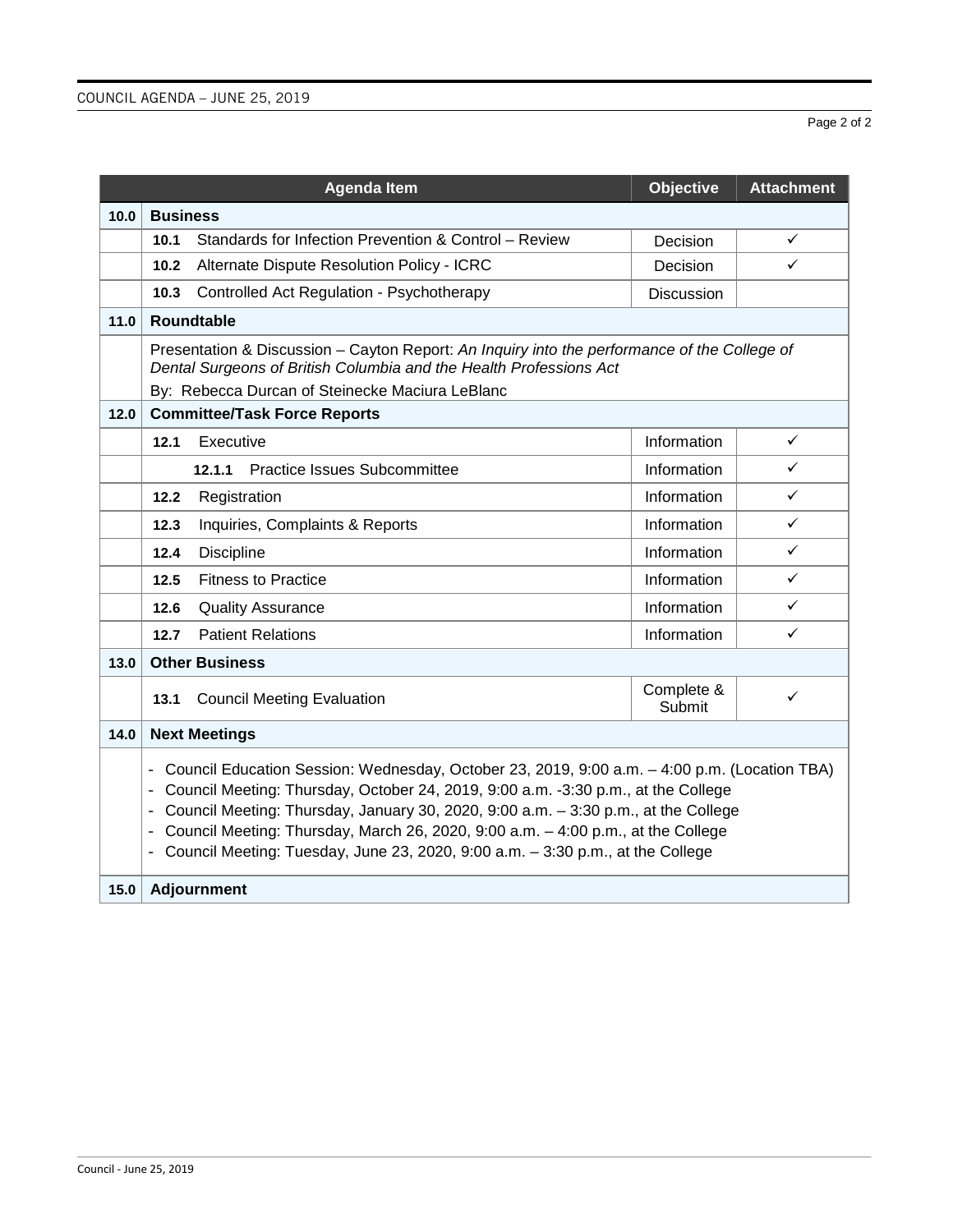| | Agenda Item | Objective | Attachment |
|---|---|---|---|
| **10.0** | **Business** | | |
| | **10.1** Standards for Infection Prevention & Control – Review | Decision | ✓ |
| | **10.2** Alternate Dispute Resolution Policy - ICRC | Decision | ✓ |
| | **10.3** Controlled Act Regulation - Psychotherapy | Discussion | |
| **11.0** | **Roundtable** | | |
| | Presentation & Discussion – Cayton Report: *An Inquiry into the performance of the College of Dental Surgeons of British Columbia and the Health Professions Act* By: Rebecca Durcan of Steinecke Maciura LeBlanc | | |
| **12.0** | **Committee/Task Force Reports** | | |
| | **12.1** Executive | Information | ✓ |
| | **12.1.1** Practice Issues Subcommittee | Information | ✓ |
| | **12.2** Registration | Information | ✓ |
| | **12.3** Inquiries, Complaints & Reports | Information | ✓ |
| | **12.4** Discipline | Information | ✓ |
| | **12.5** Fitness to Practice | Information | ✓ |
| | **12.6** Quality Assurance | Information | ✓ |
| | **12.7** Patient Relations | Information | ✓ |
| **13.0** | **Other Business** | | |
| | **13.1** Council Meeting Evaluation | Complete & Submit | ✓ |
| **14.0** | **Next Meetings** | | |
| | - Council Education Session: Wednesday, October 23, 2019, 9:00 a.m. – 4:00 p.m. (Location TBA)<br>- Council Meeting: Thursday, October 24, 2019, 9:00 a.m. -3:30 p.m., at the College<br>- Council Meeting: Thursday, January 30, 2020, 9:00 a.m. – 3:30 p.m., at the College<br>- Council Meeting: Thursday, March 26, 2020, 9:00 a.m. – 4:00 p.m., at the College<br>- Council Meeting: Tuesday, June 23, 2020, 9:00 a.m. – 3:30 p.m., at the College | | |
| **15.0** | **Adjournment** | | |